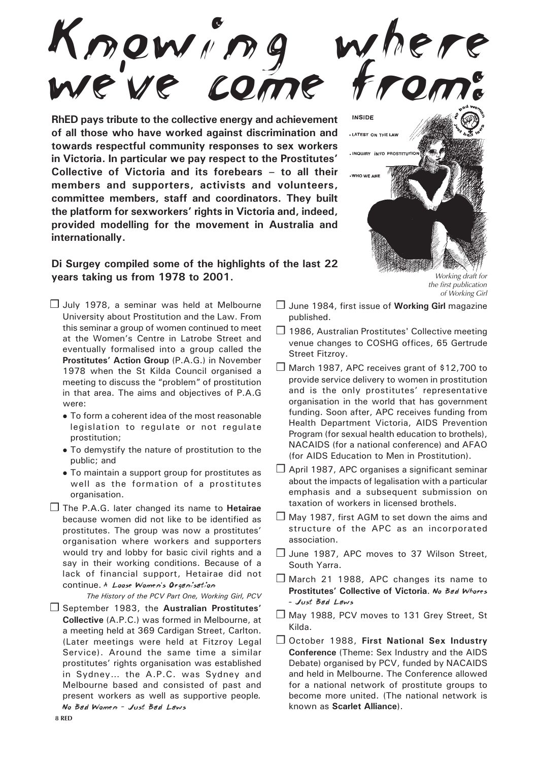# Knowing where we've come from:

**RhED pays tribute to the collective energy and achievement of all those who have worked against discrimination and towards respectful community responses to sex workers in Victoria. In particular we pay respect to the Prostitutes' Collective of Victoria and its forebears – to all their members and supporters, activists and volunteers, committee members, staff and coordinators. They built the platform for sexworkers' rights in Victoria and, indeed, provided modelling for the movement in Australia and internationally.**

**Di Surgey compiled some of the highlights of the last 22 years taking us from 1978 to 2001.**

*Working draft for the first publication of Working Girl*

- ☐ July 1978, a seminar was held at Melbourne University about Prostitution and the Law. From this seminar a group of women continued to meet at the Women's Centre in Latrobe Street and eventually formalised into a group called the **Prostitutes' Action Group** (P.A.G.) in November 1978 when the St Kilda Council organised a meeting to discuss the "problem" of prostitution in that area. The aims and objectives of P.A.G were:
  - To form a coherent idea of the most reasonable legislation to regulate or not regulate prostitution;
  - To demystify the nature of prostitution to the public; and
  - To maintain a support group for prostitutes as well as the formation of a prostitutes organisation.
- ☐ The P.A.G. later changed its name to **Hetairae** because women did not like to be identified as prostitutes. The group was now a prostitutes' organisation where workers and supporters would try and lobby for basic civil rights and a say in their working conditions. Because of a lack of financial support, Hetairae did not continue. *A Loose Women's Organisation*

  *The History of the PCV Part One, Working Girl, PCV*
- ☐ September 1983, the **Australian Prostitutes' Collective** (A.P.C.) was formed in Melbourne, at a meeting held at 369 Cardigan Street, Carlton. (Later meetings were held at Fitzroy Legal Service). Around the same time a similar prostitutes' rights organisation was established in Sydney... the A.P.C. was Sydney and Melbourne based and consisted of past and present workers as well as supportive people. *No Bad Women – Just Bad Laws*
- ☐ June 1984, first issue of **Working Girl** magazine published.
- ☐ 1986, Australian Prostitutes' Collective meeting venue changes to COSHG offices, 65 Gertrude Street Fitzroy.
- ☐ March 1987, APC receives grant of $12,700 to provide service delivery to women in prostitution and is the only prostitutes' representative organisation in the world that has government funding. Soon after, APC receives funding from Health Department Victoria, AIDS Prevention Program (for sexual health education to brothels), NACAIDS (for a national conference) and AFAO (for AIDS Education to Men in Prostitution).
- ☐ April 1987, APC organises a significant seminar about the impacts of legalisation with a particular emphasis and a subsequent submission on taxation of workers in licensed brothels.
- ☐ May 1987, first AGM to set down the aims and structure of the APC as an incorporated association.
- ☐ June 1987, APC moves to 37 Wilson Street, South Yarra.
- ☐ March 21 1988, APC changes its name to **Prostitutes' Collective of Victoria**. *No Bad Whores – Just Bad Laws*
- ☐ May 1988, PCV moves to 131 Grey Street, St Kilda.
- ☐ October 1988, **First National Sex Industry Conference** (Theme: Sex Industry and the AIDS Debate) organised by PCV, funded by NACAIDS and held in Melbourne. The Conference allowed for a national network of prostitute groups to become more united. (The national network is known as **Scarlet Alliance**).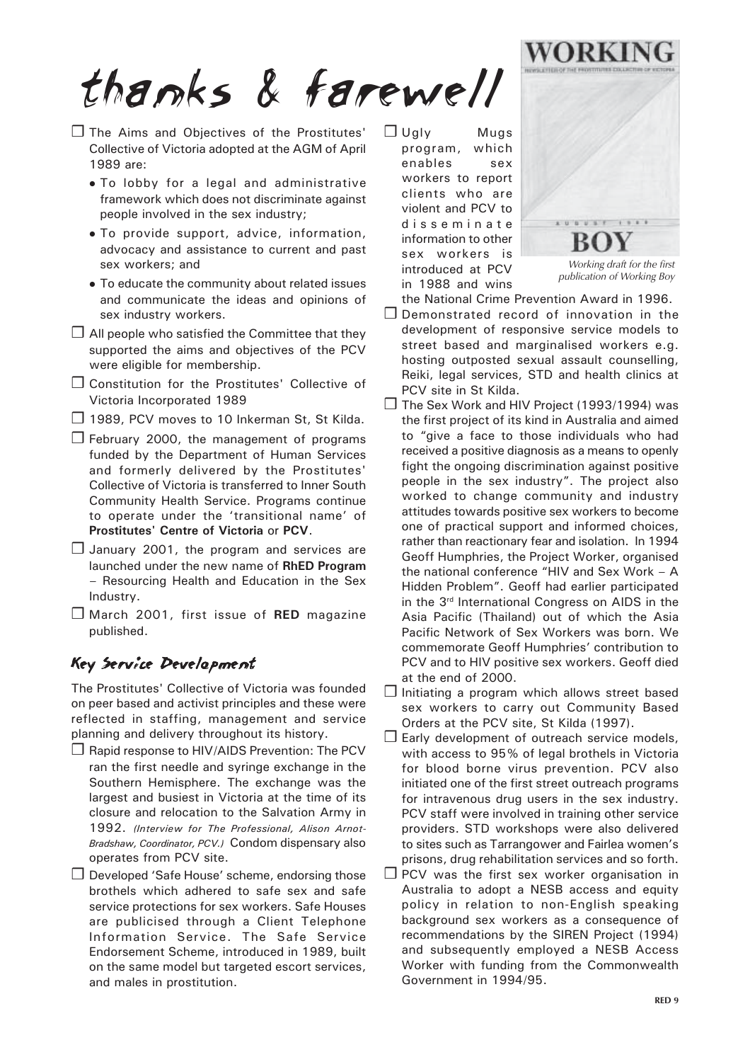# thanks & farewell

- ☐ The Aims and Objectives of the Prostitutes' Collective of Victoria adopted at the AGM of April 1989 are:
  - To lobby for a legal and administrative framework which does not discriminate against people involved in the sex industry;
  - To provide support, advice, information, advocacy and assistance to current and past sex workers; and
  - To educate the community about related issues and communicate the ideas and opinions of sex industry workers.
- ☐ All people who satisfied the Committee that they supported the aims and objectives of the PCV were eligible for membership.
- ☐ Constitution for the Prostitutes' Collective of Victoria Incorporated 1989
- ☐ 1989, PCV moves to 10 Inkerman St, St Kilda.
- ☐ February 2000, the management of programs funded by the Department of Human Services and formerly delivered by the Prostitutes' Collective of Victoria is transferred to Inner South Community Health Service. Programs continue to operate under the 'transitional name' of **Prostitutes' Centre of Victoria** or **PCV**.
- ☐ January 2001, the program and services are launched under the new name of **RhED Program** – Resourcing Health and Education in the Sex Industry.
- ☐ March 2001, first issue of **RED** magazine published.

## Key Service Development

The Prostitutes' Collective of Victoria was founded on peer based and activist principles and these were reflected in staffing, management and service planning and delivery throughout its history.

- ☐ Rapid response to HIV/AIDS Prevention: The PCV ran the first needle and syringe exchange in the Southern Hemisphere. The exchange was the largest and busiest in Victoria at the time of its closure and relocation to the Salvation Army in 1992. *(Interview for The Professional, Alison Arnot-Bradshaw, Coordinator, PCV.)* Condom dispensary also operates from PCV site.
- ☐ Developed 'Safe House' scheme, endorsing those brothels which adhered to safe sex and safe service protections for sex workers. Safe Houses are publicised through a Client Telephone Information Service. The Safe Service Endorsement Scheme, introduced in 1989, built on the same model but targeted escort services, and males in prostitution.
- ☐ Ugly Mugs program, which enables sex workers to report clients who are violent and PCV to disseminate information to other sex workers is introduced at PCV in 1988 and wins the National Crime Prevention Award in 1996.

WORKING BOY

*Working draft for the first publication of Working Boy*

- ☐ Demonstrated record of innovation in the development of responsive service models to street based and marginalised workers e.g. hosting outposted sexual assault counselling, Reiki, legal services, STD and health clinics at PCV site in St Kilda.
- ☐ The Sex Work and HIV Project (1993/1994) was the first project of its kind in Australia and aimed to "give a face to those individuals who had received a positive diagnosis as a means to openly fight the ongoing discrimination against positive people in the sex industry". The project also worked to change community and industry attitudes towards positive sex workers to become one of practical support and informed choices, rather than reactionary fear and isolation. In 1994 Geoff Humphries, the Project Worker, organised the national conference "HIV and Sex Work – A Hidden Problem". Geoff had earlier participated in the 3rd International Congress on AIDS in the Asia Pacific (Thailand) out of which the Asia Pacific Network of Sex Workers was born. We commemorate Geoff Humphries' contribution to PCV and to HIV positive sex workers. Geoff died at the end of 2000.
- ☐ Initiating a program which allows street based sex workers to carry out Community Based Orders at the PCV site, St Kilda (1997).
- ☐ Early development of outreach service models, with access to 95% of legal brothels in Victoria for blood borne virus prevention. PCV also initiated one of the first street outreach programs for intravenous drug users in the sex industry. PCV staff were involved in training other service providers. STD workshops were also delivered to sites such as Tarrangower and Fairlea women's prisons, drug rehabilitation services and so forth.
- ☐ PCV was the first sex worker organisation in Australia to adopt a NESB access and equity policy in relation to non-English speaking background sex workers as a consequence of recommendations by the SIREN Project (1994) and subsequently employed a NESB Access Worker with funding from the Commonwealth Government in 1994/95.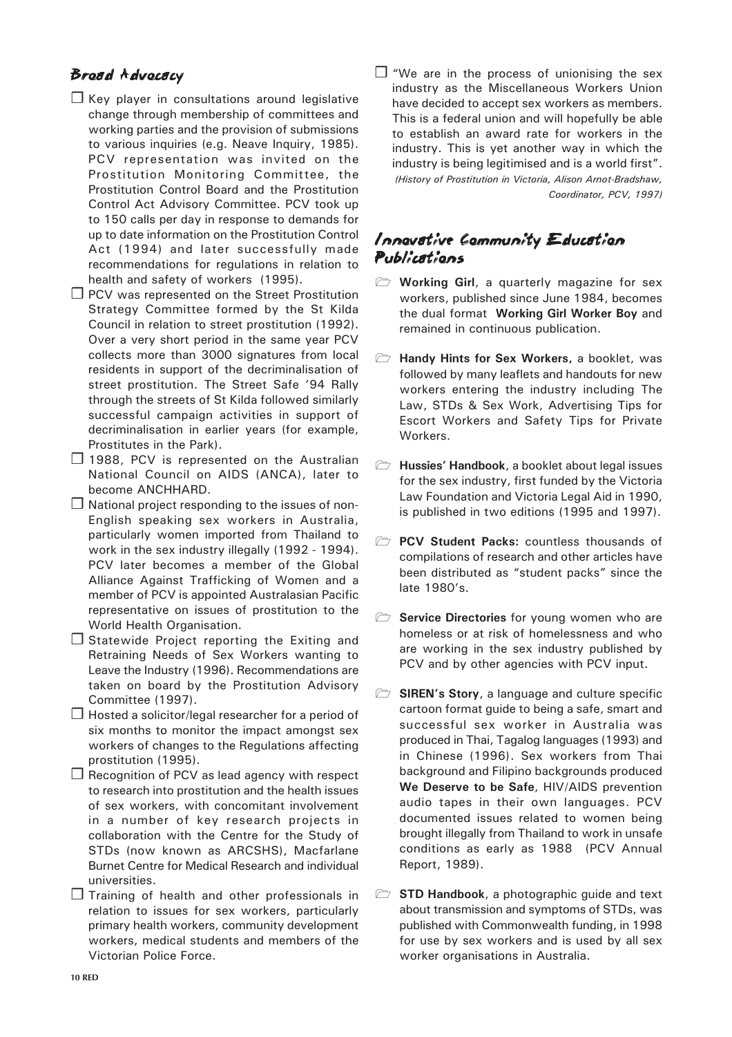## Broad Advocacy

- Key player in consultations around legislative change through membership of committees and working parties and the provision of submissions to various inquiries (e.g. Neave Inquiry, 1985). PCV representation was invited on the Prostitution Monitoring Committee, the Prostitution Control Board and the Prostitution Control Act Advisory Committee. PCV took up to 150 calls per day in response to demands for up to date information on the Prostitution Control Act (1994) and later successfully made recommendations for regulations in relation to health and safety of workers (1995).
- PCV was represented on the Street Prostitution Strategy Committee formed by the St Kilda Council in relation to street prostitution (1992). Over a very short period in the same year PCV collects more than 3000 signatures from local residents in support of the decriminalisation of street prostitution. The Street Safe '94 Rally through the streets of St Kilda followed similarly successful campaign activities in support of decriminalisation in earlier years (for example, Prostitutes in the Park).
- 1988, PCV is represented on the Australian National Council on AIDS (ANCA), later to become ANCHHARD.
- National project responding to the issues of non-English speaking sex workers in Australia, particularly women imported from Thailand to work in the sex industry illegally (1992 - 1994). PCV later becomes a member of the Global Alliance Against Trafficking of Women and a member of PCV is appointed Australasian Pacific representative on issues of prostitution to the World Health Organisation.
- Statewide Project reporting the Exiting and Retraining Needs of Sex Workers wanting to Leave the Industry (1996). Recommendations are taken on board by the Prostitution Advisory Committee (1997).
- Hosted a solicitor/legal researcher for a period of six months to monitor the impact amongst sex workers of changes to the Regulations affecting prostitution (1995).
- Recognition of PCV as lead agency with respect to research into prostitution and the health issues of sex workers, with concomitant involvement in a number of key research projects in collaboration with the Centre for the Study of STDs (now known as ARCSHS), Macfarlane Burnet Centre for Medical Research and individual universities.
- Training of health and other professionals in relation to issues for sex workers, particularly primary health workers, community development workers, medical students and members of the Victorian Police Force.
- "We are in the process of unionising the sex industry as the Miscellaneous Workers Union have decided to accept sex workers as members. This is a federal union and will hopefully be able to establish an award rate for workers in the industry. This is yet another way in which the industry is being legitimised and is a world first". *(History of Prostitution in Victoria, Alison Arnot-Bradshaw, Coordinator, PCV, 1997)*

## Innovative Community Education Publications

- **Working Girl**, a quarterly magazine for sex workers, published since June 1984, becomes the dual format **Working Girl Worker Boy** and remained in continuous publication.
- **Handy Hints for Sex Workers,** a booklet, was followed by many leaflets and handouts for new workers entering the industry including The Law, STDs & Sex Work, Advertising Tips for Escort Workers and Safety Tips for Private Workers.
- **Hussies' Handbook**, a booklet about legal issues for the sex industry, first funded by the Victoria Law Foundation and Victoria Legal Aid in 1990, is published in two editions (1995 and 1997).
- **PCV Student Packs:** countless thousands of compilations of research and other articles have been distributed as "student packs" since the late 1980's.
- **Service Directories** for young women who are homeless or at risk of homelessness and who are working in the sex industry published by PCV and by other agencies with PCV input.
- **SIREN's Story**, a language and culture specific cartoon format guide to being a safe, smart and successful sex worker in Australia was produced in Thai, Tagalog languages (1993) and in Chinese (1996). Sex workers from Thai background and Filipino backgrounds produced **We Deserve to be Safe**, HIV/AIDS prevention audio tapes in their own languages. PCV documented issues related to women being brought illegally from Thailand to work in unsafe conditions as early as 1988 (PCV Annual Report, 1989).
- **STD Handbook**, a photographic guide and text about transmission and symptoms of STDs, was published with Commonwealth funding, in 1998 for use by sex workers and is used by all sex worker organisations in Australia.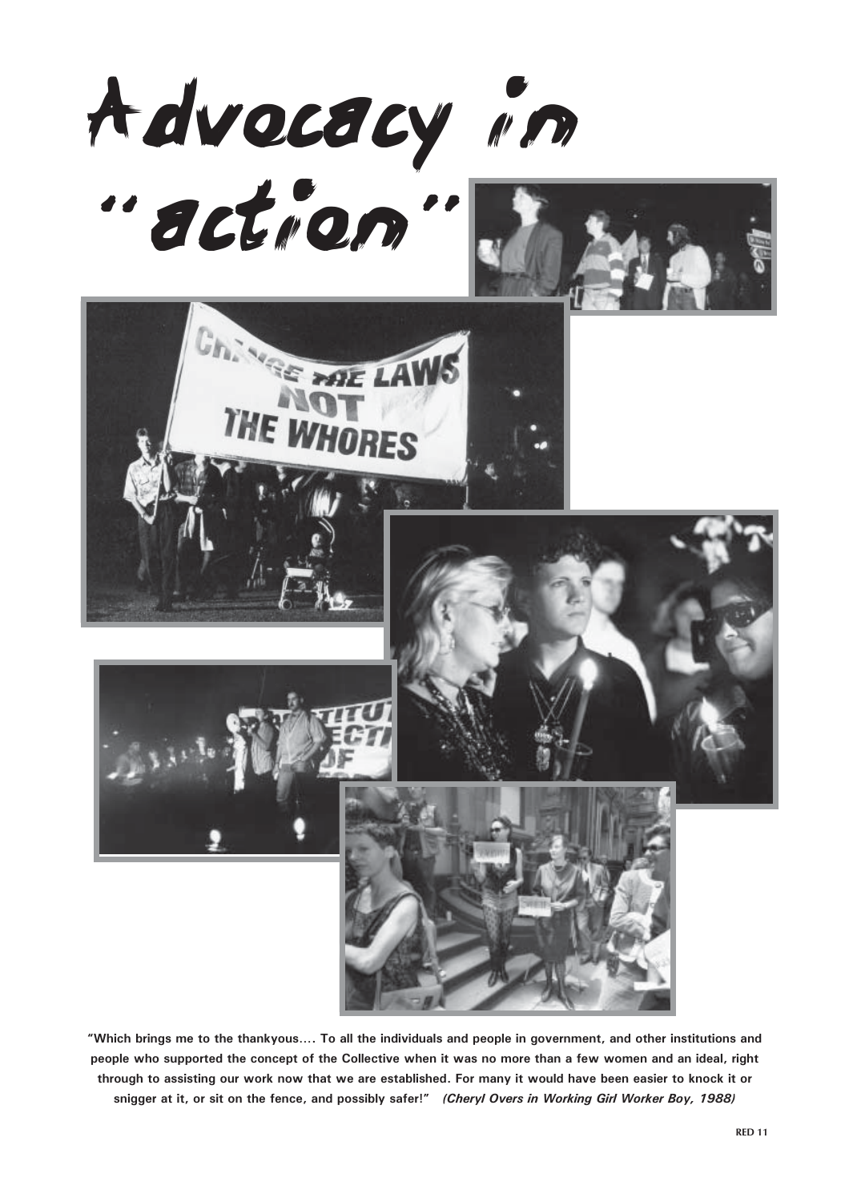# Advocacy in "action"

**"Which brings me to the thankyous.... To all the individuals and people in government, and other institutions and people who supported the concept of the Collective when it was no more than a few women and an ideal, right through to assisting our work now that we are established. For many it would have been easier to knock it or snigger at it, or sit on the fence, and possibly safer!"** ***(Cheryl Overs in Working Girl Worker Boy, 1988)***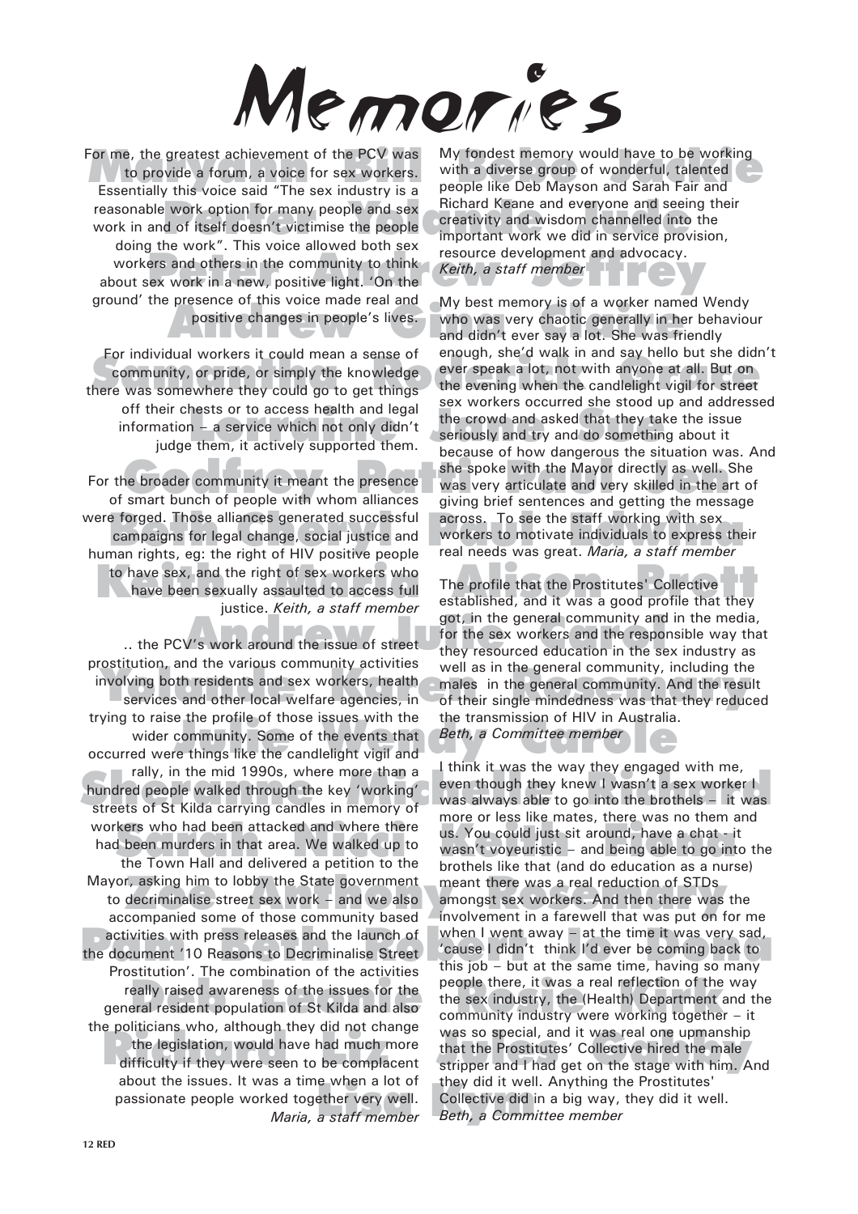# Memories

For me, the greatest achievement of the PCV was to provide a forum, a voice for sex workers. Essentially this voice said "The sex industry is a reasonable work option for many people and sex work in and of itself doesn't victimise the people doing the work". This voice allowed both sex workers and others in the community to think about sex work in a new, positive light. 'On the ground' the presence of this voice made real and positive changes in people's lives.

For individual workers it could mean a sense of community, or pride, or simply the knowledge there was somewhere they could go to get things off their chests or to access health and legal information – a service which not only didn't judge them, it actively supported them.

For the broader community it meant the presence of smart bunch of people with whom alliances were forged. Those alliances generated successful campaigns for legal change, social justice and human rights, eg: the right of HIV positive people to have sex, and the right of sex workers who have been sexually assaulted to access full justice. *Keith, a staff member*

.. the PCV's work around the issue of street prostitution, and the various community activities involving both residents and sex workers, health services and other local welfare agencies, in trying to raise the profile of those issues with the wider community. Some of the events that occurred were things like the candlelight vigil and rally, in the mid 1990s, where more than a hundred people walked through the key 'working' streets of St Kilda carrying candles in memory of workers who had been attacked and where there had been murders in that area. We walked up to the Town Hall and delivered a petition to the Mayor, asking him to lobby the State government to decriminalise street sex work – and we also accompanied some of those community based activities with press releases and the launch of the document '10 Reasons to Decriminalise Street Prostitution'. The combination of the activities really raised awareness of the issues for the general resident population of St Kilda and also the politicians who, although they did not change the legislation, would have had much more difficulty if they were seen to be complacent about the issues. It was a time when a lot of passionate people worked together very well. *Maria, a staff member*

My fondest memory would have to be working with a diverse group of wonderful, talented people like Deb Mayson and Sarah Fair and Richard Keane and everyone and seeing their creativity and wisdom channelled into the important work we did in service provision, resource development and advocacy. *Keith, a staff member*

My best memory is of a worker named Wendy who was very chaotic generally in her behaviour and didn't ever say a lot. She was friendly enough, she'd walk in and say hello but she didn't ever speak a lot, not with anyone at all. But on the evening when the candlelight vigil for street sex workers occurred she stood up and addressed the crowd and asked that they take the issue seriously and try and do something about it because of how dangerous the situation was. And she spoke with the Mayor directly as well. She was very articulate and very skilled in the art of giving brief sentences and getting the message across. To see the staff working with sex workers to motivate individuals to express their real needs was great. *Maria, a staff member*

The profile that the Prostitutes' Collective established, and it was a good profile that they got, in the general community and in the media, for the sex workers and the responsible way that they resourced education in the sex industry as well as in the general community, including the males in the general community. And the result of their single mindedness was that they reduced the transmission of HIV in Australia. *Beth, a Committee member*

I think it was the way they engaged with me, even though they knew I wasn't a sex worker I was always able to go into the brothels – it was more or less like mates, there was no them and us. You could just sit around, have a chat - it wasn't voyeuristic – and being able to go into the brothels like that (and do education as a nurse) meant there was a real reduction of STDs amongst sex workers. And then there was the involvement in a farewell that was put on for me when I went away – at the time it was very sad, 'cause I didn't think I'd ever be coming back to this job – but at the same time, having so many people there, it was a real reflection of the way the sex industry, the (Health) Department and the community industry were working together – it was so special, and it was real one upmanship that the Prostitutes' Collective hired the male stripper and I had get on the stage with him. And they did it well. Anything the Prostitutes' Collective did in a big way, they did it well. *Beth, a Committee member*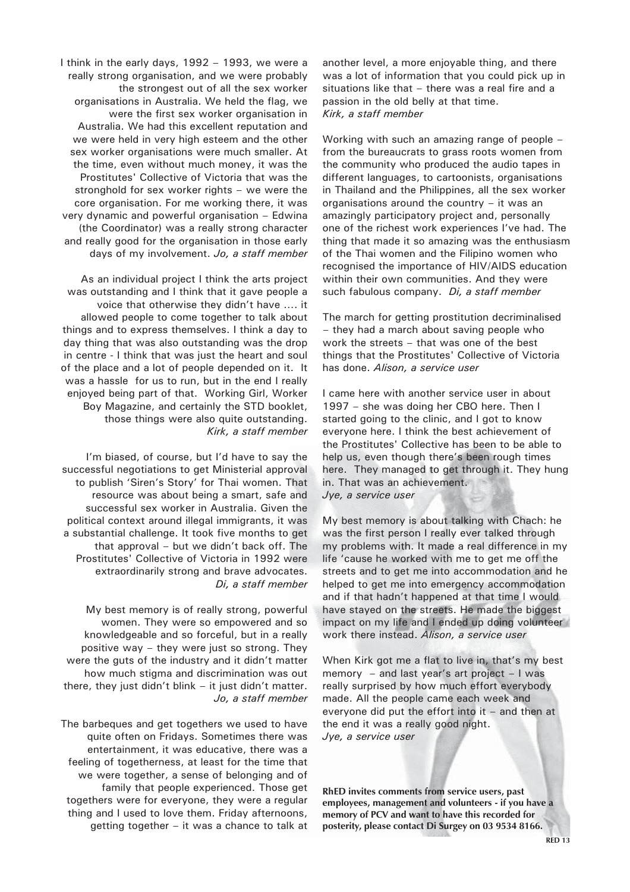I think in the early days, 1992 – 1993, we were a really strong organisation, and we were probably the strongest out of all the sex worker organisations in Australia. We held the flag, we were the first sex worker organisation in Australia. We had this excellent reputation and we were held in very high esteem and the other sex worker organisations were much smaller. At the time, even without much money, it was the Prostitutes' Collective of Victoria that was the stronghold for sex worker rights – we were the core organisation. For me working there, it was very dynamic and powerful organisation – Edwina (the Coordinator) was a really strong character and really good for the organisation in those early days of my involvement. *Jo, a staff member*

As an individual project I think the arts project was outstanding and I think that it gave people a voice that otherwise they didn't have .... it allowed people to come together to talk about things and to express themselves. I think a day to day thing that was also outstanding was the drop in centre - I think that was just the heart and soul of the place and a lot of people depended on it. It was a hassle for us to run, but in the end I really enjoyed being part of that. Working Girl, Worker Boy Magazine, and certainly the STD booklet, those things were also quite outstanding.
*Kirk, a staff member*

I'm biased, of course, but I'd have to say the successful negotiations to get Ministerial approval to publish 'Siren's Story' for Thai women. That resource was about being a smart, safe and successful sex worker in Australia. Given the political context around illegal immigrants, it was a substantial challenge. It took five months to get that approval – but we didn't back off. The Prostitutes' Collective of Victoria in 1992 were extraordinarily strong and brave advocates.
*Di, a staff member*

My best memory is of really strong, powerful women. They were so empowered and so knowledgeable and so forceful, but in a really positive way – they were just so strong. They were the guts of the industry and it didn't matter how much stigma and discrimination was out there, they just didn't blink – it just didn't matter.
*Jo, a staff member*

The barbeques and get togethers we used to have quite often on Fridays. Sometimes there was entertainment, it was educative, there was a feeling of togetherness, at least for the time that we were together, a sense of belonging and of family that people experienced. Those get togethers were for everyone, they were a regular thing and I used to love them. Friday afternoons, getting together – it was a chance to talk at another level, a more enjoyable thing, and there was a lot of information that you could pick up in situations like that – there was a real fire and a passion in the old belly at that time.
*Kirk, a staff member*

Working with such an amazing range of people – from the bureaucrats to grass roots women from the community who produced the audio tapes in different languages, to cartoonists, organisations in Thailand and the Philippines, all the sex worker organisations around the country – it was an amazingly participatory project and, personally one of the richest work experiences I've had. The thing that made it so amazing was the enthusiasm of the Thai women and the Filipino women who recognised the importance of HIV/AIDS education within their own communities. And they were such fabulous company. *Di, a staff member*

The march for getting prostitution decriminalised – they had a march about saving people who work the streets – that was one of the best things that the Prostitutes' Collective of Victoria has done. *Alison, a service user*

I came here with another service user in about 1997 – she was doing her CBO here. Then I started going to the clinic, and I got to know everyone here. I think the best achievement of the Prostitutes' Collective has been to be able to help us, even though there's been rough times here. They managed to get through it. They hung in. That was an achievement.
*Jye, a service user*

My best memory is about talking with Chach: he was the first person I really ever talked through my problems with. It made a real difference in my life 'cause he worked with me to get me off the streets and to get me into accommodation and he helped to get me into emergency accommodation and if that hadn't happened at that time I would have stayed on the streets. He made the biggest impact on my life and I ended up doing volunteer work there instead. *Alison, a service user*

When Kirk got me a flat to live in, that's my best memory – and last year's art project – I was really surprised by how much effort everybody made. All the people came each week and everyone did put the effort into it – and then at the end it was a really good night.
*Jye, a service user*

**RhED invites comments from service users, past employees, management and volunteers - if you have a memory of PCV and want to have this recorded for posterity, please contact Di Surgey on 03 9534 8166.**